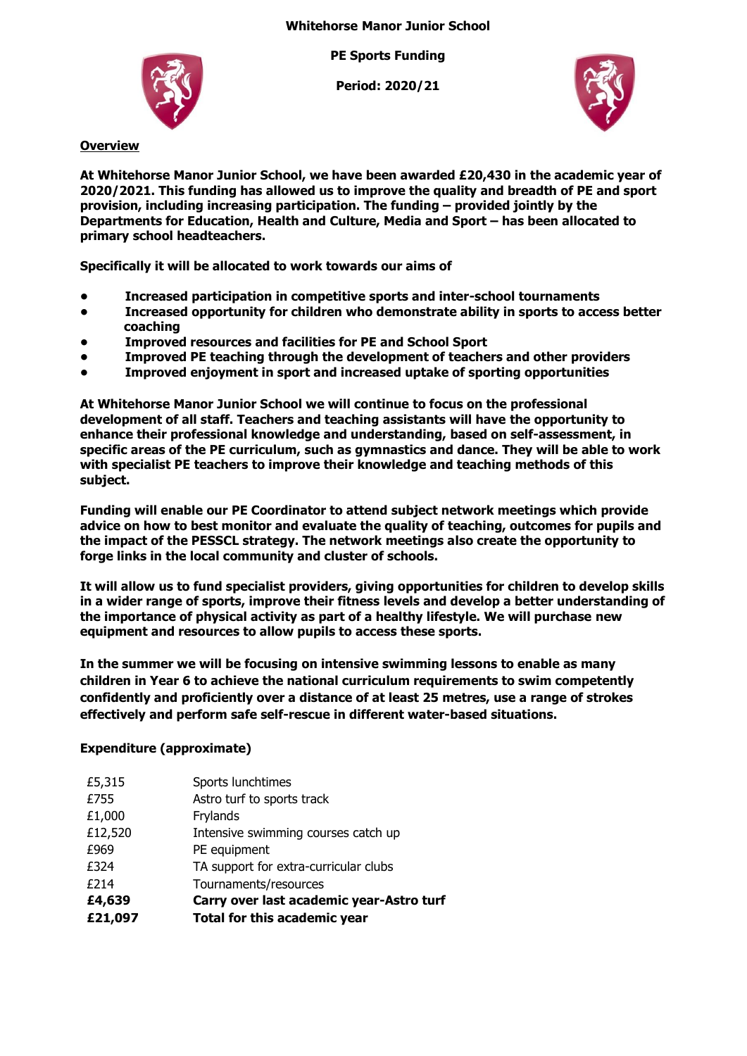# Whitehorse Manor Junior School

**PE Sports Funding**

**Period: 2020/21**

## Overview

**At Whitehorse Manor Junior School, we have been awarded £20,430 in the academic year of 2020/2021. This funding has allowed us to improve the quality and breadth of PE and sport provision, including increasing participation. The funding – provided jointly by the Departments for Education, Health and Culture, Media and Sport – has been allocated to primary school headteachers.**

**Specifically it will be allocated to work towards our aims of**

- **Increased participation in competitive sports and inter-school tournaments**
- **Increased opportunity for children who demonstrate ability in sports to access better coaching**
- **Improved resources and facilities for PE and School Sport**
- **Improved PE teaching through the development of teachers and other providers**
- **Improved enjoyment in sport and increased uptake of sporting opportunities**

**At Whitehorse Manor Junior School we will continue to focus on the professional development of all staff. Teachers and teaching assistants will have the opportunity to enhance their professional knowledge and understanding, based on self-assessment, in specific areas of the PE curriculum, such as gymnastics and dance. They will be able to work with specialist PE teachers to improve their knowledge and teaching methods of this subject.**

**Funding will enable our PE Coordinator to attend subject network meetings which provide advice on how to best monitor and evaluate the quality of teaching, outcomes for pupils and the impact of the PESSCL strategy. The network meetings also create the opportunity to forge links in the local community and cluster of schools.**

**It will allow us to fund specialist providers, giving opportunities for children to develop skills in a wider range of sports, improve their fitness levels and develop a better understanding of the importance of physical activity as part of a healthy lifestyle. We will purchase new equipment and resources to allow pupils to access these sports.**

**In the summer we will be focusing on intensive swimming lessons to enable as many children in Year 6 to achieve the national curriculum requirements to swim competently confidently and proficiently over a distance of at least 25 metres, use a range of strokes effectively and perform safe self-rescue in different water-based situations.**

**Expenditure (approximate)**

| Amount | Item |
| --- | --- |
| £5,315 | Sports lunchtimes |
| £755 | Astro turf to sports track |
| £1,000 | Frylands |
| £12,520 | Intensive swimming courses catch up |
| £969 | PE equipment |
| £324 | TA support for extra-curricular clubs |
| £214 | Tournaments/resources |
| **£4,639** | **Carry over last academic year-Astro turf** |
| **£21,097** | **Total for this academic year** |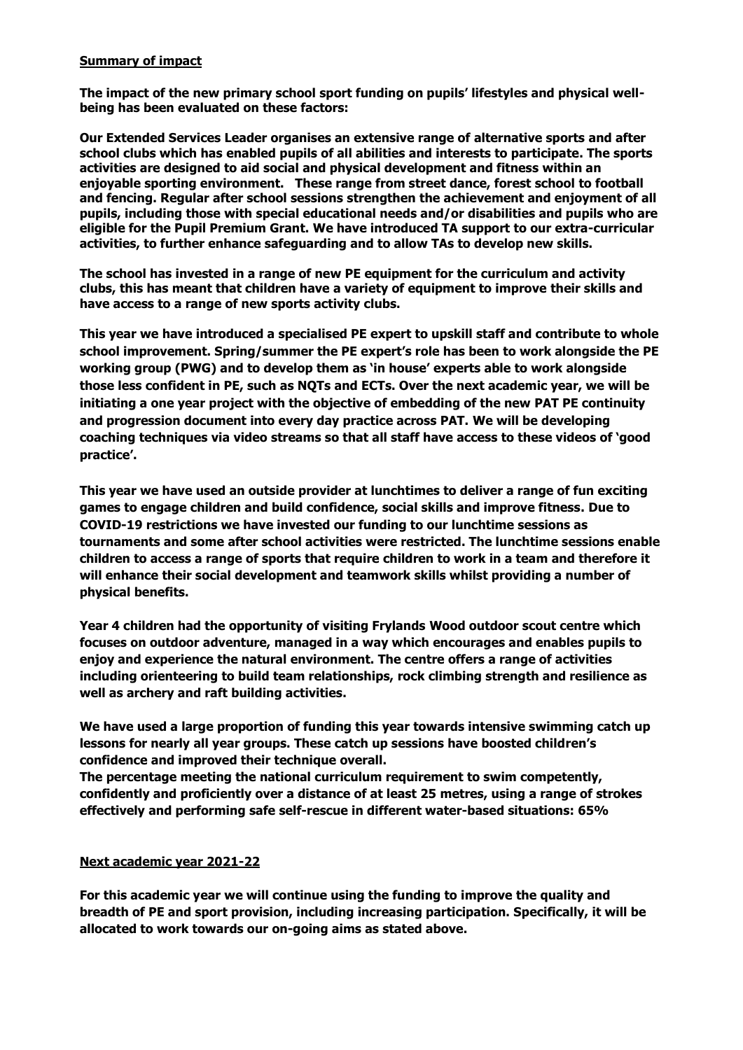## Summary of impact

**The impact of the new primary school sport funding on pupils' lifestyles and physical well-being has been evaluated on these factors:**

**Our Extended Services Leader organises an extensive range of alternative sports and after school clubs which has enabled pupils of all abilities and interests to participate. The sports activities are designed to aid social and physical development and fitness within an enjoyable sporting environment. These range from street dance, forest school to football and fencing. Regular after school sessions strengthen the achievement and enjoyment of all pupils, including those with special educational needs and/or disabilities and pupils who are eligible for the Pupil Premium Grant. We have introduced TA support to our extra-curricular activities, to further enhance safeguarding and to allow TAs to develop new skills.**

**The school has invested in a range of new PE equipment for the curriculum and activity clubs, this has meant that children have a variety of equipment to improve their skills and have access to a range of new sports activity clubs.**

**This year we have introduced a specialised PE expert to upskill staff and contribute to whole school improvement. Spring/summer the PE expert's role has been to work alongside the PE working group (PWG) and to develop them as 'in house' experts able to work alongside those less confident in PE, such as NQTs and ECTs. Over the next academic year, we will be initiating a one year project with the objective of embedding of the new PAT PE continuity and progression document into every day practice across PAT. We will be developing coaching techniques via video streams so that all staff have access to these videos of 'good practice'.**

**This year we have used an outside provider at lunchtimes to deliver a range of fun exciting games to engage children and build confidence, social skills and improve fitness. Due to COVID-19 restrictions we have invested our funding to our lunchtime sessions as tournaments and some after school activities were restricted. The lunchtime sessions enable children to access a range of sports that require children to work in a team and therefore it will enhance their social development and teamwork skills whilst providing a number of physical benefits.**

**Year 4 children had the opportunity of visiting Frylands Wood outdoor scout centre which focuses on outdoor adventure, managed in a way which encourages and enables pupils to enjoy and experience the natural environment. The centre offers a range of activities including orienteering to build team relationships, rock climbing strength and resilience as well as archery and raft building activities.**

**We have used a large proportion of funding this year towards intensive swimming catch up lessons for nearly all year groups. These catch up sessions have boosted children's confidence and improved their technique overall.**
**The percentage meeting the national curriculum requirement to swim competently, confidently and proficiently over a distance of at least 25 metres, using a range of strokes effectively and performing safe self-rescue in different water-based situations: 65%**

## Next academic year 2021-22

**For this academic year we will continue using the funding to improve the quality and breadth of PE and sport provision, including increasing participation. Specifically, it will be allocated to work towards our on-going aims as stated above.**